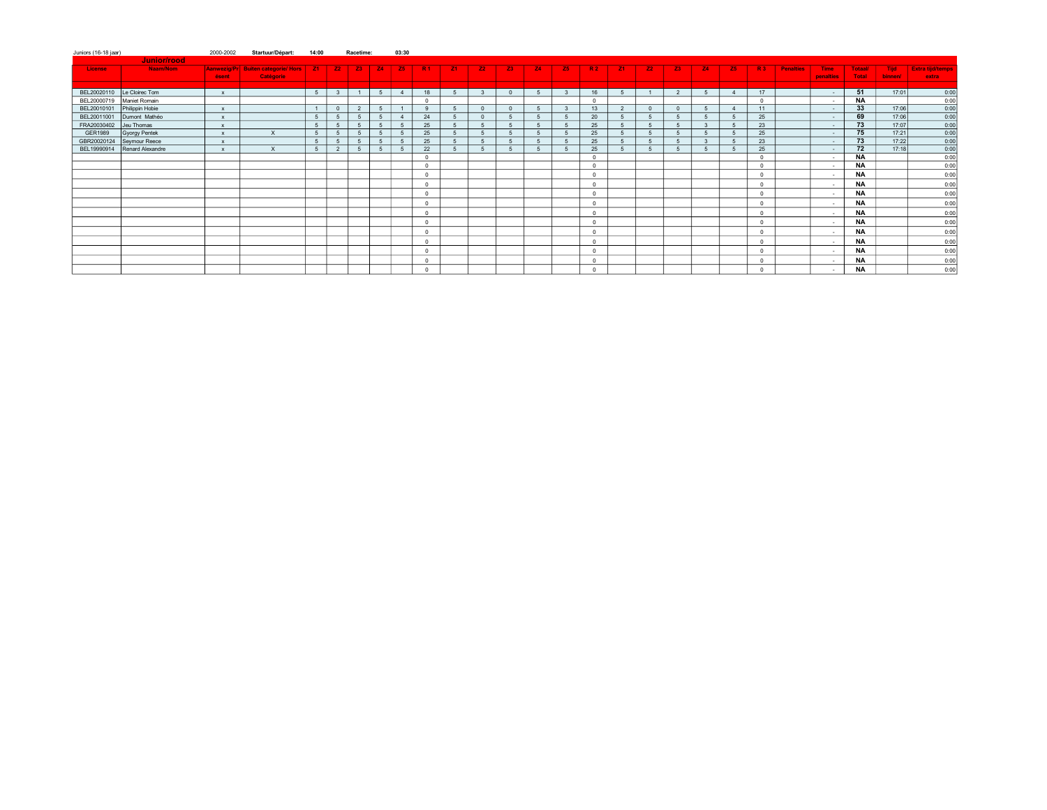Juniors (16-18 jaar) 2000-2002 **Startuur/Départ:** **14:00** **Racetime:** **03:30**

## Junior/rood

| License | Naam/Nom | Aanwezig/Présent | Buiten categorie/ Hors Catégorie | Z1 | Z2 | Z3 | Z4 | Z5 | R 1 | Z1 | Z2 | Z3 | Z4 | Z5 | R 2 | Z1 | Z2 | Z3 | Z4 | Z5 | R 3 | Penalties | Time penalties | Totaal/ Total | Tijd binnen/ | Extra tijd/temps extra |
|---|---|---|---|---|---|---|---|---|---|---|---|---|---|---|---|---|---|---|---|---|---|---|---|---|---|---|
| BEL20020110 | Le Cloirec Tom | x | | 5 | 3 | 1 | 5 | 4 | 18 | 5 | 3 | 0 | 5 | 3 | 16 | 5 | 1 | 2 | 5 | 4 | 17 | | - | **51** | 17:01 | 0:00 |
| BEL20000719 | Maniet Romain | | | | | | | | 0 | | | | | | 0 | | | | | | 0 | | - | **NA** | | 0:00 |
| BEL20010101 | Philippin Hobie | x | | 1 | 0 | 2 | 5 | 1 | 9 | 5 | 0 | 0 | 5 | 3 | 13 | 2 | 0 | 0 | 5 | 4 | 11 | | - | **33** | 17:06 | 0:00 |
| BEL20011001 | Dumont Mathéo | x | | 5 | 5 | 5 | 5 | 4 | 24 | 5 | 0 | 5 | 5 | 5 | 20 | 5 | 5 | 5 | 5 | 5 | 25 | | - | **69** | 17:06 | 0:00 |
| FRA20030402 | Jeu Thomas | x | | 5 | 5 | 5 | 5 | 5 | 25 | 5 | 5 | 5 | 5 | 5 | 25 | 5 | 5 | 5 | 3 | 5 | 23 | | - | **73** | 17:07 | 0:00 |
| GER1989 | Gyorgy Pentek | x | X | 5 | 5 | 5 | 5 | 5 | 25 | 5 | 5 | 5 | 5 | 5 | 25 | 5 | 5 | 5 | 5 | 5 | 25 | | - | **75** | 17:21 | 0:00 |
| GBR20020124 | Seymour Reece | x | | 5 | 5 | 5 | 5 | 5 | 25 | 5 | 5 | 5 | 5 | 5 | 25 | 5 | 5 | 5 | 3 | 5 | 23 | | - | **73** | 17:22 | 0:00 |
| BEL19990914 | Renard Alexandre | x | X | 5 | 2 | 5 | 5 | 5 | 22 | 5 | 5 | 5 | 5 | 5 | 25 | 5 | 5 | 5 | 5 | 5 | 25 | | - | **72** | 17:18 | 0:00 |
| | | | | | | | | | 0 | | | | | | 0 | | | | | | 0 | | - | **NA** | | 0:00 |
| | | | | | | | | | 0 | | | | | | 0 | | | | | | 0 | | - | **NA** | | 0:00 |
| | | | | | | | | | 0 | | | | | | 0 | | | | | | 0 | | - | **NA** | | 0:00 |
| | | | | | | | | | 0 | | | | | | 0 | | | | | | 0 | | - | **NA** | | 0:00 |
| | | | | | | | | | 0 | | | | | | 0 | | | | | | 0 | | - | **NA** | | 0:00 |
| | | | | | | | | | 0 | | | | | | 0 | | | | | | 0 | | - | **NA** | | 0:00 |
| | | | | | | | | | 0 | | | | | | 0 | | | | | | 0 | | - | **NA** | | 0:00 |
| | | | | | | | | | 0 | | | | | | 0 | | | | | | 0 | | - | **NA** | | 0:00 |
| | | | | | | | | | 0 | | | | | | 0 | | | | | | 0 | | - | **NA** | | 0:00 |
| | | | | | | | | | 0 | | | | | | 0 | | | | | | 0 | | - | **NA** | | 0:00 |
| | | | | | | | | | 0 | | | | | | 0 | | | | | | 0 | | - | **NA** | | 0:00 |
| | | | | | | | | | 0 | | | | | | 0 | | | | | | 0 | | - | **NA** | | 0:00 |
| | | | | | | | | | 0 | | | | | | 0 | | | | | | 0 | | - | **NA** | | 0:00 |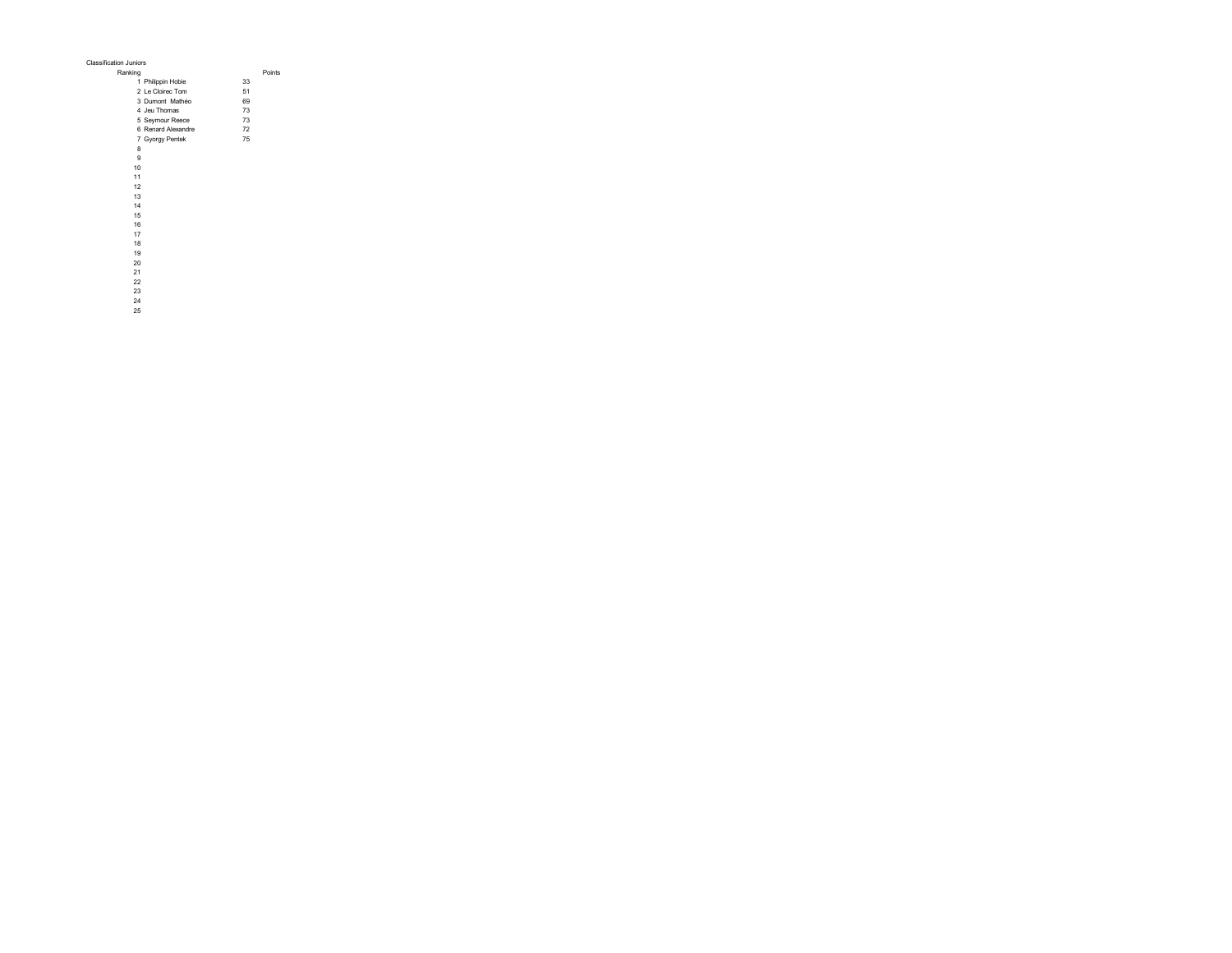Classification Juniors

| Ranking | | | Points |
|---|---|---|---|
| 1 | Philippin Hobie | 33 | |
| 2 | Le Cloirec Tom | 51 | |
| 3 | Dumont Mathéo | 69 | |
| 4 | Jeu Thomas | 73 | |
| 5 | Seymour Reece | 73 | |
| 6 | Renard Alexandre | 72 | |
| 7 | Gyorgy Pentek | 75 | |
| 8 | | | |
| 9 | | | |
| 10 | | | |
| 11 | | | |
| 12 | | | |
| 13 | | | |
| 14 | | | |
| 15 | | | |
| 16 | | | |
| 17 | | | |
| 18 | | | |
| 19 | | | |
| 20 | | | |
| 21 | | | |
| 22 | | | |
| 23 | | | |
| 24 | | | |
| 25 | | | |